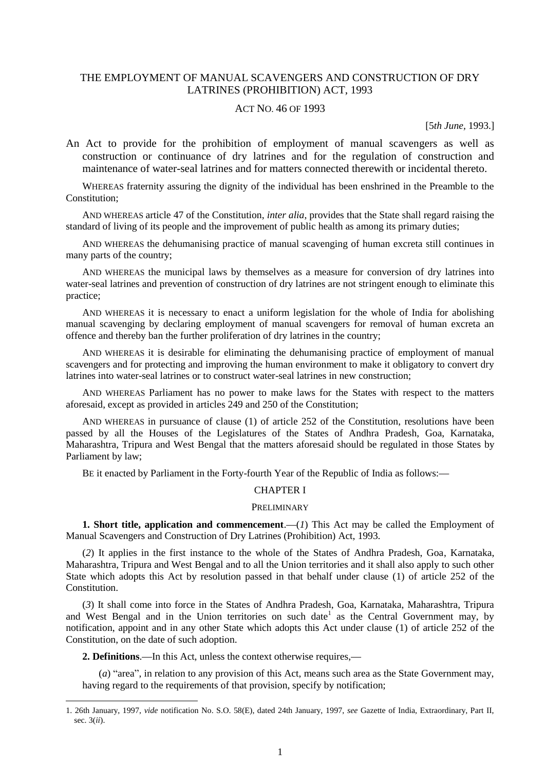# THE EMPLOYMENT OF MANUAL SCAVENGERS AND CONSTRUCTION OF DRY LATRINES (PROHIBITION) ACT, 1993

## ACT NO. 46 OF 1993

[5*th June*, 1993.]

An Act to provide for the prohibition of employment of manual scavengers as well as construction or continuance of dry latrines and for the regulation of construction and maintenance of water-seal latrines and for matters connected therewith or incidental thereto.

WHEREAS fraternity assuring the dignity of the individual has been enshrined in the Preamble to the Constitution;

AND WHEREAS article 47 of the Constitution, *inter alia*, provides that the State shall regard raising the standard of living of its people and the improvement of public health as among its primary duties;

AND WHEREAS the dehumanising practice of manual scavenging of human excreta still continues in many parts of the country;

AND WHEREAS the municipal laws by themselves as a measure for conversion of dry latrines into water-seal latrines and prevention of construction of dry latrines are not stringent enough to eliminate this practice;

AND WHEREAS it is necessary to enact a uniform legislation for the whole of India for abolishing manual scavenging by declaring employment of manual scavengers for removal of human excreta an offence and thereby ban the further proliferation of dry latrines in the country;

AND WHEREAS it is desirable for eliminating the dehumanising practice of employment of manual scavengers and for protecting and improving the human environment to make it obligatory to convert dry latrines into water-seal latrines or to construct water-seal latrines in new construction;

AND WHEREAS Parliament has no power to make laws for the States with respect to the matters aforesaid, except as provided in articles 249 and 250 of the Constitution;

AND WHEREAS in pursuance of clause (1) of article 252 of the Constitution, resolutions have been passed by all the Houses of the Legislatures of the States of Andhra Pradesh, Goa, Karnataka, Maharashtra, Tripura and West Bengal that the matters aforesaid should be regulated in those States by Parliament by law;

BE it enacted by Parliament in the Forty-fourth Year of the Republic of India as follows:—

## CHAPTER I

### PRELIMINARY

**1. Short title, application and commencement**.—(*1*) This Act may be called the Employment of Manual Scavengers and Construction of Dry Latrines (Prohibition) Act, 1993.

(*2*) It applies in the first instance to the whole of the States of Andhra Pradesh, Goa, Karnataka, Maharashtra, Tripura and West Bengal and to all the Union territories and it shall also apply to such other State which adopts this Act by resolution passed in that behalf under clause (1) of article 252 of the Constitution.

(*3*) It shall come into force in the States of Andhra Pradesh, Goa, Karnataka, Maharashtra, Tripura and West Bengal and in the Union territories on such date[1] as the Central Government may, by notification, appoint and in any other State which adopts this Act under clause (1) of article 252 of the Constitution, on the date of such adoption.

**2. Definitions**.—In this Act, unless the context otherwise requires,—

(*a*) "area", in relation to any provision of this Act, means such area as the State Government may, having regard to the requirements of that provision, specify by notification;

---

1. 26th January, 1997, *vide* notification No. S.O. 58(E), dated 24th January, 1997, *see* Gazette of India, Extraordinary, Part II, sec. 3(*ii*).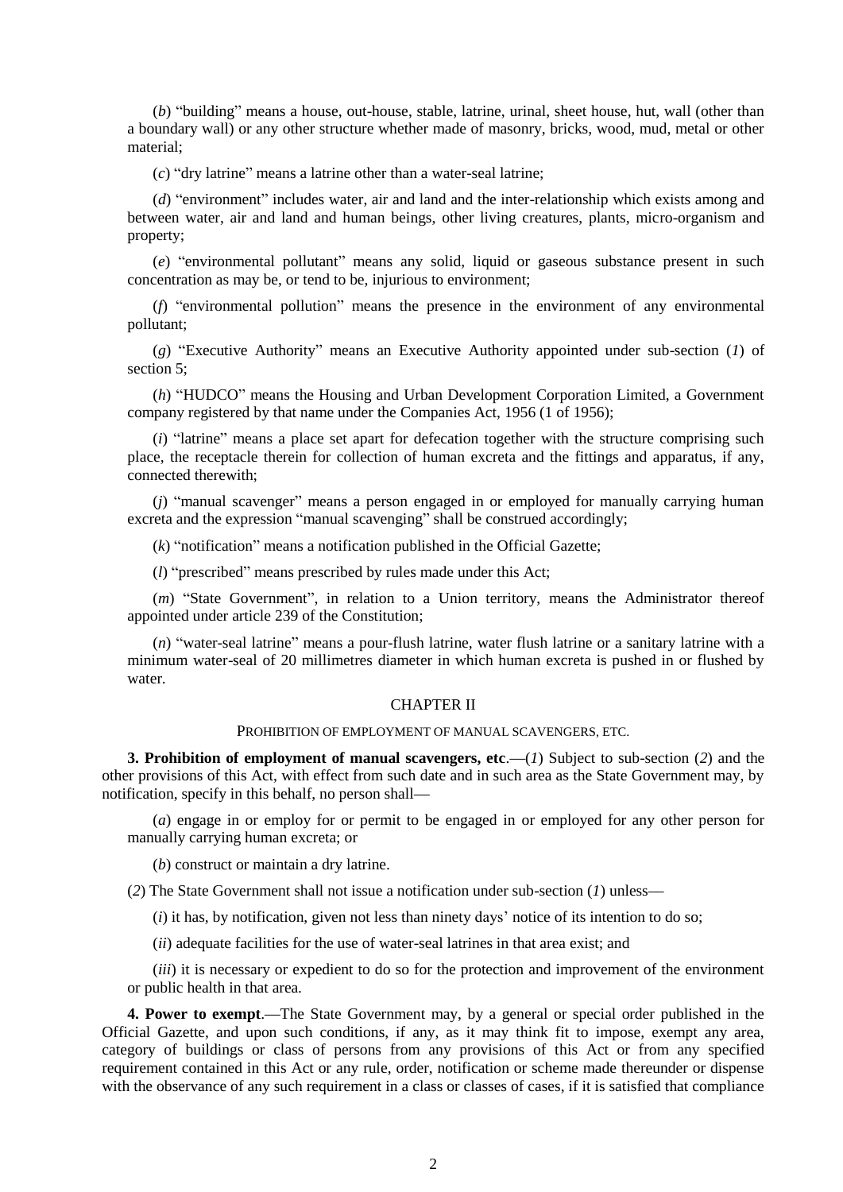(*b*) "building" means a house, out-house, stable, latrine, urinal, sheet house, hut, wall (other than a boundary wall) or any other structure whether made of masonry, bricks, wood, mud, metal or other material;

(*c*) "dry latrine" means a latrine other than a water-seal latrine;

(*d*) "environment" includes water, air and land and the inter-relationship which exists among and between water, air and land and human beings, other living creatures, plants, micro-organism and property;

(*e*) "environmental pollutant" means any solid, liquid or gaseous substance present in such concentration as may be, or tend to be, injurious to environment;

(*f*) "environmental pollution" means the presence in the environment of any environmental pollutant;

(*g*) "Executive Authority" means an Executive Authority appointed under sub-section (*1*) of section 5;

(*h*) "HUDCO" means the Housing and Urban Development Corporation Limited, a Government company registered by that name under the Companies Act, 1956 (1 of 1956);

(*i*) "latrine" means a place set apart for defecation together with the structure comprising such place, the receptacle therein for collection of human excreta and the fittings and apparatus, if any, connected therewith;

(*j*) "manual scavenger" means a person engaged in or employed for manually carrying human excreta and the expression "manual scavenging" shall be construed accordingly;

(*k*) "notification" means a notification published in the Official Gazette;

(*l*) "prescribed" means prescribed by rules made under this Act;

(*m*) "State Government", in relation to a Union territory, means the Administrator thereof appointed under article 239 of the Constitution;

(*n*) "water-seal latrine" means a pour-flush latrine, water flush latrine or a sanitary latrine with a minimum water-seal of 20 millimetres diameter in which human excreta is pushed in or flushed by water.

## CHAPTER II

### PROHIBITION OF EMPLOYMENT OF MANUAL SCAVENGERS, ETC.

**3. Prohibition of employment of manual scavengers, etc**.—(*1*) Subject to sub-section (*2*) and the other provisions of this Act, with effect from such date and in such area as the State Government may, by notification, specify in this behalf, no person shall—

(*a*) engage in or employ for or permit to be engaged in or employed for any other person for manually carrying human excreta; or

(*b*) construct or maintain a dry latrine.

(*2*) The State Government shall not issue a notification under sub-section (*1*) unless—

(*i*) it has, by notification, given not less than ninety days' notice of its intention to do so;

(*ii*) adequate facilities for the use of water-seal latrines in that area exist; and

(*iii*) it is necessary or expedient to do so for the protection and improvement of the environment or public health in that area.

**4. Power to exempt**.—The State Government may, by a general or special order published in the Official Gazette, and upon such conditions, if any, as it may think fit to impose, exempt any area, category of buildings or class of persons from any provisions of this Act or from any specified requirement contained in this Act or any rule, order, notification or scheme made thereunder or dispense with the observance of any such requirement in a class or classes of cases, if it is satisfied that compliance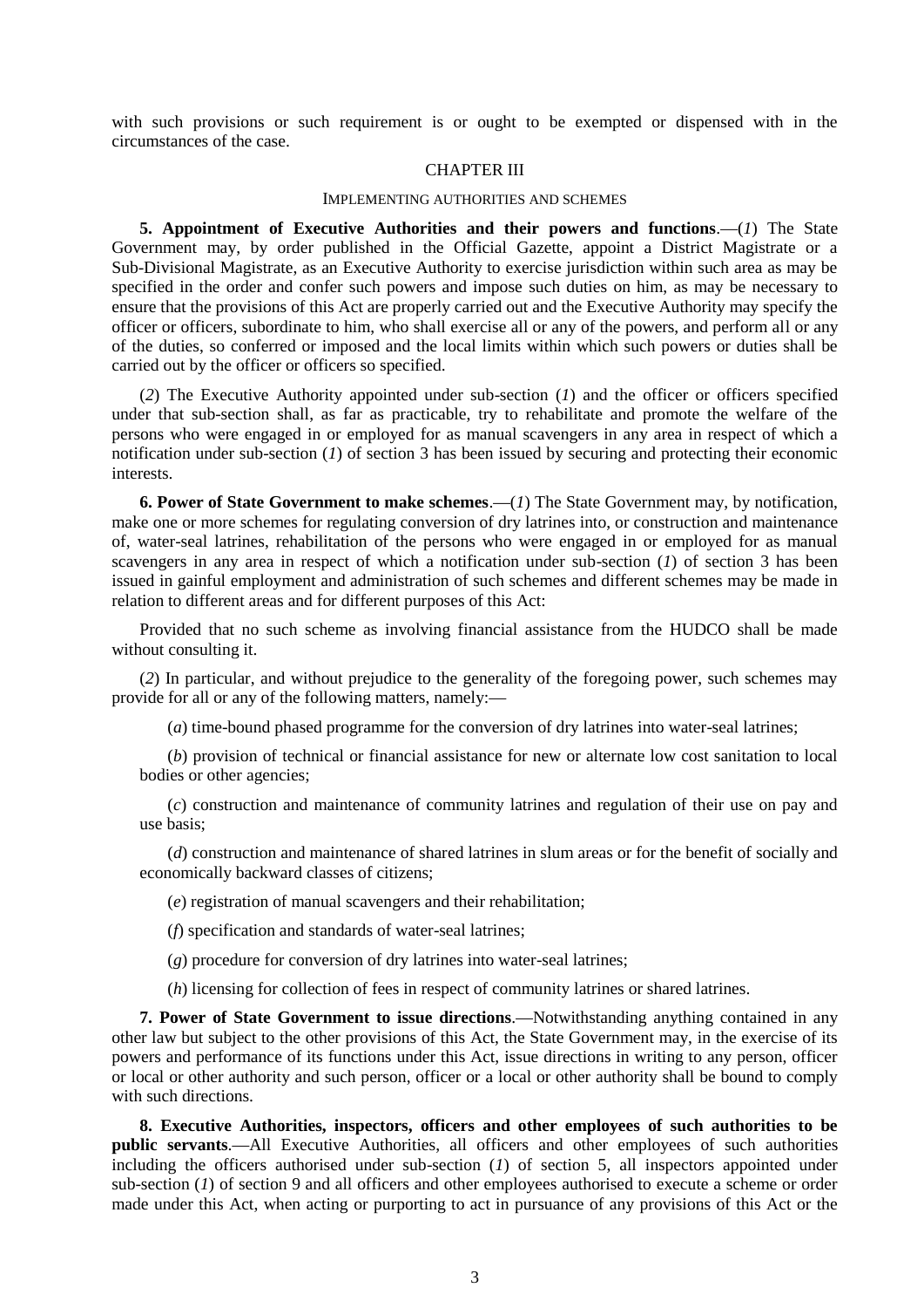with such provisions or such requirement is or ought to be exempted or dispensed with in the circumstances of the case.

## CHAPTER III

### IMPLEMENTING AUTHORITIES AND SCHEMES

**5. Appointment of Executive Authorities and their powers and functions**.—(*1*) The State Government may, by order published in the Official Gazette, appoint a District Magistrate or a Sub-Divisional Magistrate, as an Executive Authority to exercise jurisdiction within such area as may be specified in the order and confer such powers and impose such duties on him, as may be necessary to ensure that the provisions of this Act are properly carried out and the Executive Authority may specify the officer or officers, subordinate to him, who shall exercise all or any of the powers, and perform all or any of the duties, so conferred or imposed and the local limits within which such powers or duties shall be carried out by the officer or officers so specified.

(*2*) The Executive Authority appointed under sub-section (*1*) and the officer or officers specified under that sub-section shall, as far as practicable, try to rehabilitate and promote the welfare of the persons who were engaged in or employed for as manual scavengers in any area in respect of which a notification under sub-section (*1*) of section 3 has been issued by securing and protecting their economic interests.

**6. Power of State Government to make schemes**.—(*1*) The State Government may, by notification, make one or more schemes for regulating conversion of dry latrines into, or construction and maintenance of, water-seal latrines, rehabilitation of the persons who were engaged in or employed for as manual scavengers in any area in respect of which a notification under sub-section (*1*) of section 3 has been issued in gainful employment and administration of such schemes and different schemes may be made in relation to different areas and for different purposes of this Act:

Provided that no such scheme as involving financial assistance from the HUDCO shall be made without consulting it.

(*2*) In particular, and without prejudice to the generality of the foregoing power, such schemes may provide for all or any of the following matters, namely:—

(*a*) time-bound phased programme for the conversion of dry latrines into water-seal latrines;

(*b*) provision of technical or financial assistance for new or alternate low cost sanitation to local bodies or other agencies;

(*c*) construction and maintenance of community latrines and regulation of their use on pay and use basis;

(*d*) construction and maintenance of shared latrines in slum areas or for the benefit of socially and economically backward classes of citizens;

(*e*) registration of manual scavengers and their rehabilitation;

(*f*) specification and standards of water-seal latrines;

(*g*) procedure for conversion of dry latrines into water-seal latrines;

(*h*) licensing for collection of fees in respect of community latrines or shared latrines.

**7. Power of State Government to issue directions**.—Notwithstanding anything contained in any other law but subject to the other provisions of this Act, the State Government may, in the exercise of its powers and performance of its functions under this Act, issue directions in writing to any person, officer or local or other authority and such person, officer or a local or other authority shall be bound to comply with such directions.

**8. Executive Authorities, inspectors, officers and other employees of such authorities to be public servants**.—All Executive Authorities, all officers and other employees of such authorities including the officers authorised under sub-section (*1*) of section 5, all inspectors appointed under sub-section (*1*) of section 9 and all officers and other employees authorised to execute a scheme or order made under this Act, when acting or purporting to act in pursuance of any provisions of this Act or the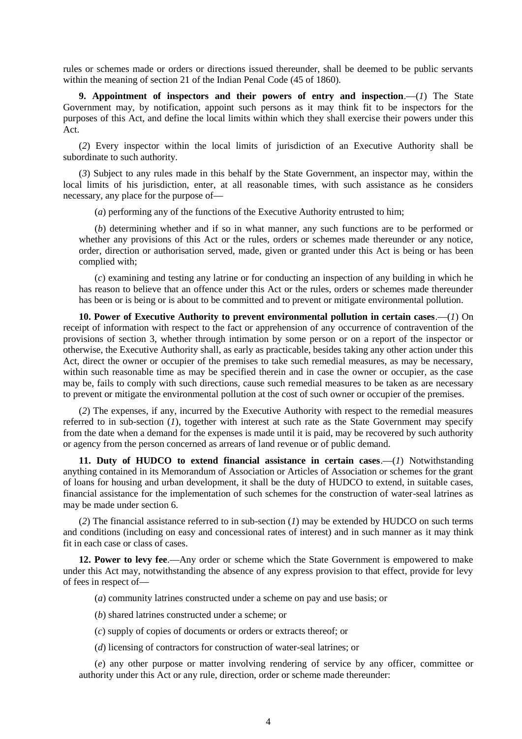rules or schemes made or orders or directions issued thereunder, shall be deemed to be public servants within the meaning of section 21 of the Indian Penal Code (45 of 1860).

**9. Appointment of inspectors and their powers of entry and inspection**.—(*1*) The State Government may, by notification, appoint such persons as it may think fit to be inspectors for the purposes of this Act, and define the local limits within which they shall exercise their powers under this Act.

(*2*) Every inspector within the local limits of jurisdiction of an Executive Authority shall be subordinate to such authority.

(*3*) Subject to any rules made in this behalf by the State Government, an inspector may, within the local limits of his jurisdiction, enter, at all reasonable times, with such assistance as he considers necessary, any place for the purpose of—

(*a*) performing any of the functions of the Executive Authority entrusted to him;

(*b*) determining whether and if so in what manner, any such functions are to be performed or whether any provisions of this Act or the rules, orders or schemes made thereunder or any notice, order, direction or authorisation served, made, given or granted under this Act is being or has been complied with;

(*c*) examining and testing any latrine or for conducting an inspection of any building in which he has reason to believe that an offence under this Act or the rules, orders or schemes made thereunder has been or is being or is about to be committed and to prevent or mitigate environmental pollution.

**10. Power of Executive Authority to prevent environmental pollution in certain cases**.—(*1*) On receipt of information with respect to the fact or apprehension of any occurrence of contravention of the provisions of section 3, whether through intimation by some person or on a report of the inspector or otherwise, the Executive Authority shall, as early as practicable, besides taking any other action under this Act, direct the owner or occupier of the premises to take such remedial measures, as may be necessary, within such reasonable time as may be specified therein and in case the owner or occupier, as the case may be, fails to comply with such directions, cause such remedial measures to be taken as are necessary to prevent or mitigate the environmental pollution at the cost of such owner or occupier of the premises.

(*2*) The expenses, if any, incurred by the Executive Authority with respect to the remedial measures referred to in sub-section (*1*), together with interest at such rate as the State Government may specify from the date when a demand for the expenses is made until it is paid, may be recovered by such authority or agency from the person concerned as arrears of land revenue or of public demand.

**11. Duty of HUDCO to extend financial assistance in certain cases**.—(*1*) Notwithstanding anything contained in its Memorandum of Association or Articles of Association or schemes for the grant of loans for housing and urban development, it shall be the duty of HUDCO to extend, in suitable cases, financial assistance for the implementation of such schemes for the construction of water-seal latrines as may be made under section 6.

(*2*) The financial assistance referred to in sub-section (*1*) may be extended by HUDCO on such terms and conditions (including on easy and concessional rates of interest) and in such manner as it may think fit in each case or class of cases.

**12. Power to levy fee**.—Any order or scheme which the State Government is empowered to make under this Act may, notwithstanding the absence of any express provision to that effect, provide for levy of fees in respect of—

(*a*) community latrines constructed under a scheme on pay and use basis; or

(*b*) shared latrines constructed under a scheme; or

(*c*) supply of copies of documents or orders or extracts thereof; or

(*d*) licensing of contractors for construction of water-seal latrines; or

(*e*) any other purpose or matter involving rendering of service by any officer, committee or authority under this Act or any rule, direction, order or scheme made thereunder: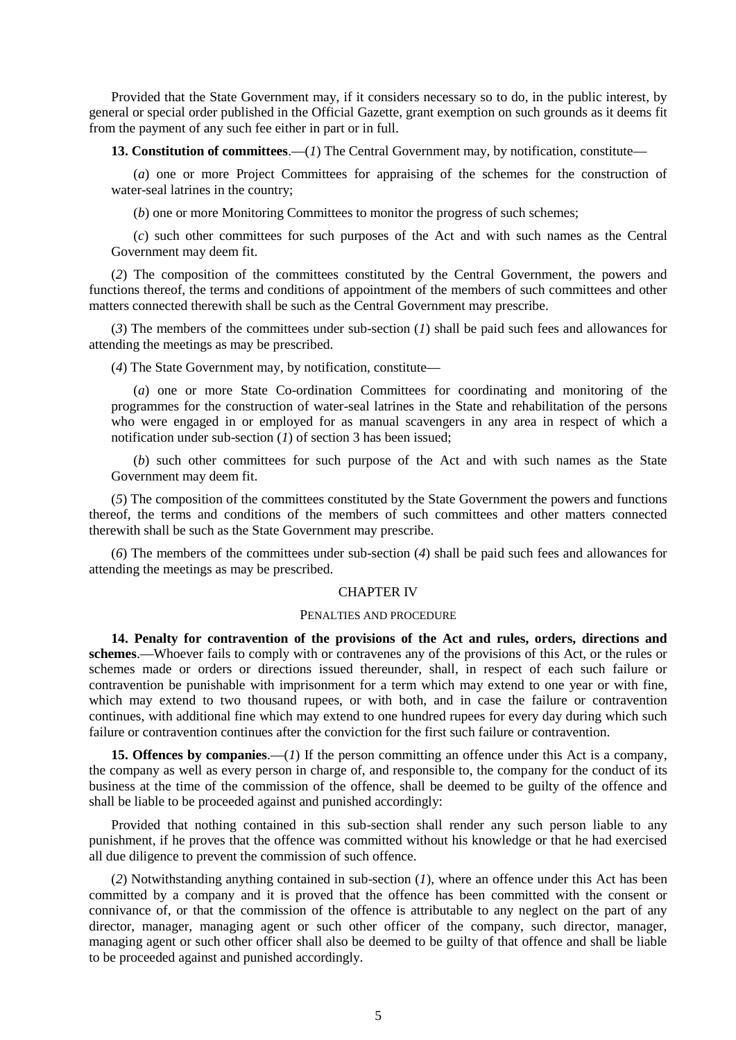Provided that the State Government may, if it considers necessary so to do, in the public interest, by general or special order published in the Official Gazette, grant exemption on such grounds as it deems fit from the payment of any such fee either in part or in full.

**13. Constitution of committees**.—(*1*) The Central Government may, by notification, constitute—

(*a*) one or more Project Committees for appraising of the schemes for the construction of water-seal latrines in the country;

(*b*) one or more Monitoring Committees to monitor the progress of such schemes;

(*c*) such other committees for such purposes of the Act and with such names as the Central Government may deem fit.

(*2*) The composition of the committees constituted by the Central Government, the powers and functions thereof, the terms and conditions of appointment of the members of such committees and other matters connected therewith shall be such as the Central Government may prescribe.

(*3*) The members of the committees under sub-section (*1*) shall be paid such fees and allowances for attending the meetings as may be prescribed.

(*4*) The State Government may, by notification, constitute—

(*a*) one or more State Co-ordination Committees for coordinating and monitoring of the programmes for the construction of water-seal latrines in the State and rehabilitation of the persons who were engaged in or employed for as manual scavengers in any area in respect of which a notification under sub-section (*1*) of section 3 has been issued;

(*b*) such other committees for such purpose of the Act and with such names as the State Government may deem fit.

(*5*) The composition of the committees constituted by the State Government the powers and functions thereof, the terms and conditions of the members of such committees and other matters connected therewith shall be such as the State Government may prescribe.

(*6*) The members of the committees under sub-section (*4*) shall be paid such fees and allowances for attending the meetings as may be prescribed.

## CHAPTER IV

### PENALTIES AND PROCEDURE

**14. Penalty for contravention of the provisions of the Act and rules, orders, directions and schemes**.—Whoever fails to comply with or contravenes any of the provisions of this Act, or the rules or schemes made or orders or directions issued thereunder, shall, in respect of each such failure or contravention be punishable with imprisonment for a term which may extend to one year or with fine, which may extend to two thousand rupees, or with both, and in case the failure or contravention continues, with additional fine which may extend to one hundred rupees for every day during which such failure or contravention continues after the conviction for the first such failure or contravention.

**15. Offences by companies**.—(*1*) If the person committing an offence under this Act is a company, the company as well as every person in charge of, and responsible to, the company for the conduct of its business at the time of the commission of the offence, shall be deemed to be guilty of the offence and shall be liable to be proceeded against and punished accordingly:

Provided that nothing contained in this sub-section shall render any such person liable to any punishment, if he proves that the offence was committed without his knowledge or that he had exercised all due diligence to prevent the commission of such offence.

(*2*) Notwithstanding anything contained in sub-section (*1*), where an offence under this Act has been committed by a company and it is proved that the offence has been committed with the consent or connivance of, or that the commission of the offence is attributable to any neglect on the part of any director, manager, managing agent or such other officer of the company, such director, manager, managing agent or such other officer shall also be deemed to be guilty of that offence and shall be liable to be proceeded against and punished accordingly.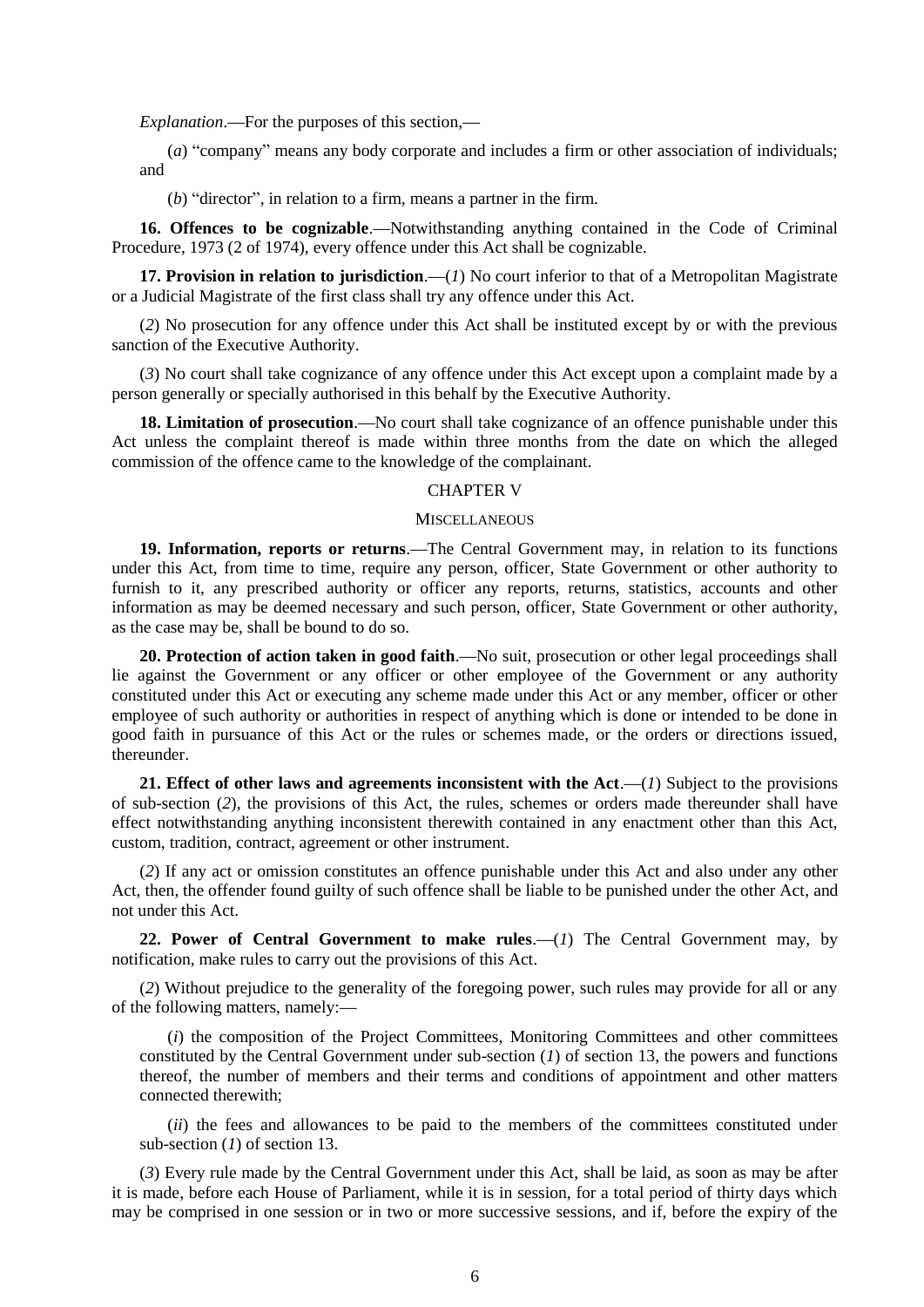*Explanation*.—For the purposes of this section,—

(*a*) "company" means any body corporate and includes a firm or other association of individuals; and

(*b*) "director", in relation to a firm, means a partner in the firm.

**16. Offences to be cognizable**.—Notwithstanding anything contained in the Code of Criminal Procedure, 1973 (2 of 1974), every offence under this Act shall be cognizable.

**17. Provision in relation to jurisdiction**.—(*1*) No court inferior to that of a Metropolitan Magistrate or a Judicial Magistrate of the first class shall try any offence under this Act.

(*2*) No prosecution for any offence under this Act shall be instituted except by or with the previous sanction of the Executive Authority.

(*3*) No court shall take cognizance of any offence under this Act except upon a complaint made by a person generally or specially authorised in this behalf by the Executive Authority.

**18. Limitation of prosecution**.—No court shall take cognizance of an offence punishable under this Act unless the complaint thereof is made within three months from the date on which the alleged commission of the offence came to the knowledge of the complainant.

## CHAPTER V

### MISCELLANEOUS

**19. Information, reports or returns**.—The Central Government may, in relation to its functions under this Act, from time to time, require any person, officer, State Government or other authority to furnish to it, any prescribed authority or officer any reports, returns, statistics, accounts and other information as may be deemed necessary and such person, officer, State Government or other authority, as the case may be, shall be bound to do so.

**20. Protection of action taken in good faith**.—No suit, prosecution or other legal proceedings shall lie against the Government or any officer or other employee of the Government or any authority constituted under this Act or executing any scheme made under this Act or any member, officer or other employee of such authority or authorities in respect of anything which is done or intended to be done in good faith in pursuance of this Act or the rules or schemes made, or the orders or directions issued, thereunder.

**21. Effect of other laws and agreements inconsistent with the Act**.—(*1*) Subject to the provisions of sub-section (*2*), the provisions of this Act, the rules, schemes or orders made thereunder shall have effect notwithstanding anything inconsistent therewith contained in any enactment other than this Act, custom, tradition, contract, agreement or other instrument.

(*2*) If any act or omission constitutes an offence punishable under this Act and also under any other Act, then, the offender found guilty of such offence shall be liable to be punished under the other Act, and not under this Act.

**22. Power of Central Government to make rules**.—(*1*) The Central Government may, by notification, make rules to carry out the provisions of this Act.

(*2*) Without prejudice to the generality of the foregoing power, such rules may provide for all or any of the following matters, namely:—

(*i*) the composition of the Project Committees, Monitoring Committees and other committees constituted by the Central Government under sub-section (*1*) of section 13, the powers and functions thereof, the number of members and their terms and conditions of appointment and other matters connected therewith;

(*ii*) the fees and allowances to be paid to the members of the committees constituted under sub-section (*1*) of section 13.

(*3*) Every rule made by the Central Government under this Act, shall be laid, as soon as may be after it is made, before each House of Parliament, while it is in session, for a total period of thirty days which may be comprised in one session or in two or more successive sessions, and if, before the expiry of the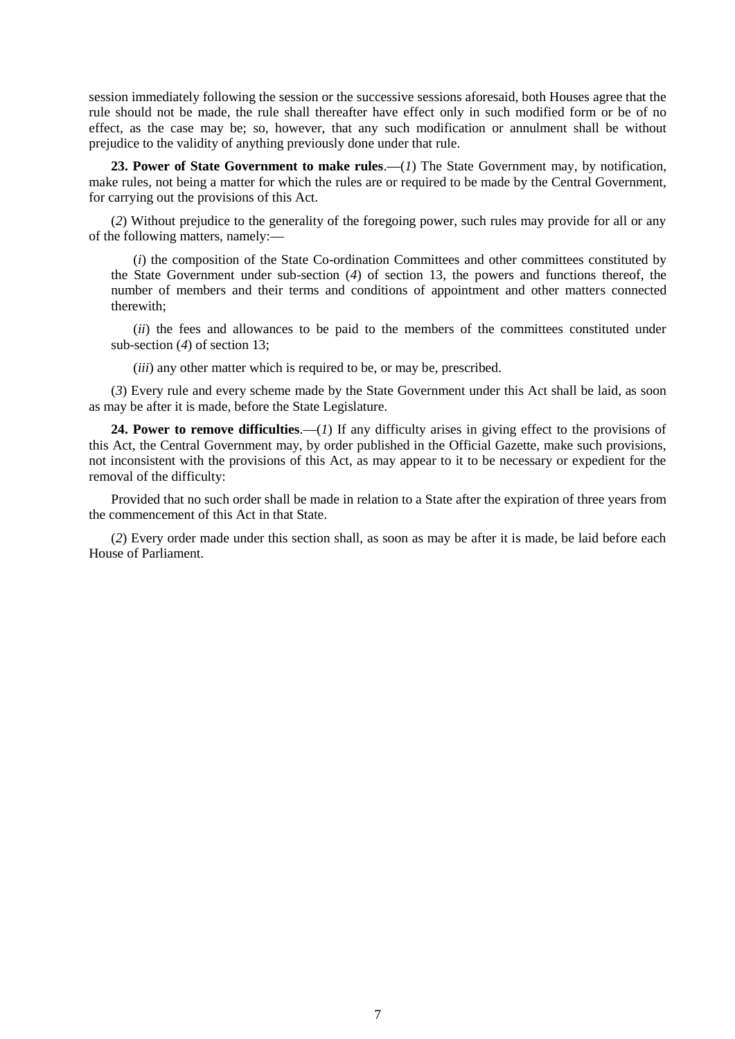session immediately following the session or the successive sessions aforesaid, both Houses agree that the rule should not be made, the rule shall thereafter have effect only in such modified form or be of no effect, as the case may be; so, however, that any such modification or annulment shall be without prejudice to the validity of anything previously done under that rule.

**23. Power of State Government to make rules**.—(*1*) The State Government may, by notification, make rules, not being a matter for which the rules are or required to be made by the Central Government, for carrying out the provisions of this Act.

(*2*) Without prejudice to the generality of the foregoing power, such rules may provide for all or any of the following matters, namely:—

(*i*) the composition of the State Co-ordination Committees and other committees constituted by the State Government under sub-section (*4*) of section 13, the powers and functions thereof, the number of members and their terms and conditions of appointment and other matters connected therewith;

(*ii*) the fees and allowances to be paid to the members of the committees constituted under sub-section (*4*) of section 13;

(*iii*) any other matter which is required to be, or may be, prescribed.

(*3*) Every rule and every scheme made by the State Government under this Act shall be laid, as soon as may be after it is made, before the State Legislature.

**24. Power to remove difficulties**.—(*1*) If any difficulty arises in giving effect to the provisions of this Act, the Central Government may, by order published in the Official Gazette, make such provisions, not inconsistent with the provisions of this Act, as may appear to it to be necessary or expedient for the removal of the difficulty:

Provided that no such order shall be made in relation to a State after the expiration of three years from the commencement of this Act in that State.

(*2*) Every order made under this section shall, as soon as may be after it is made, be laid before each House of Parliament.